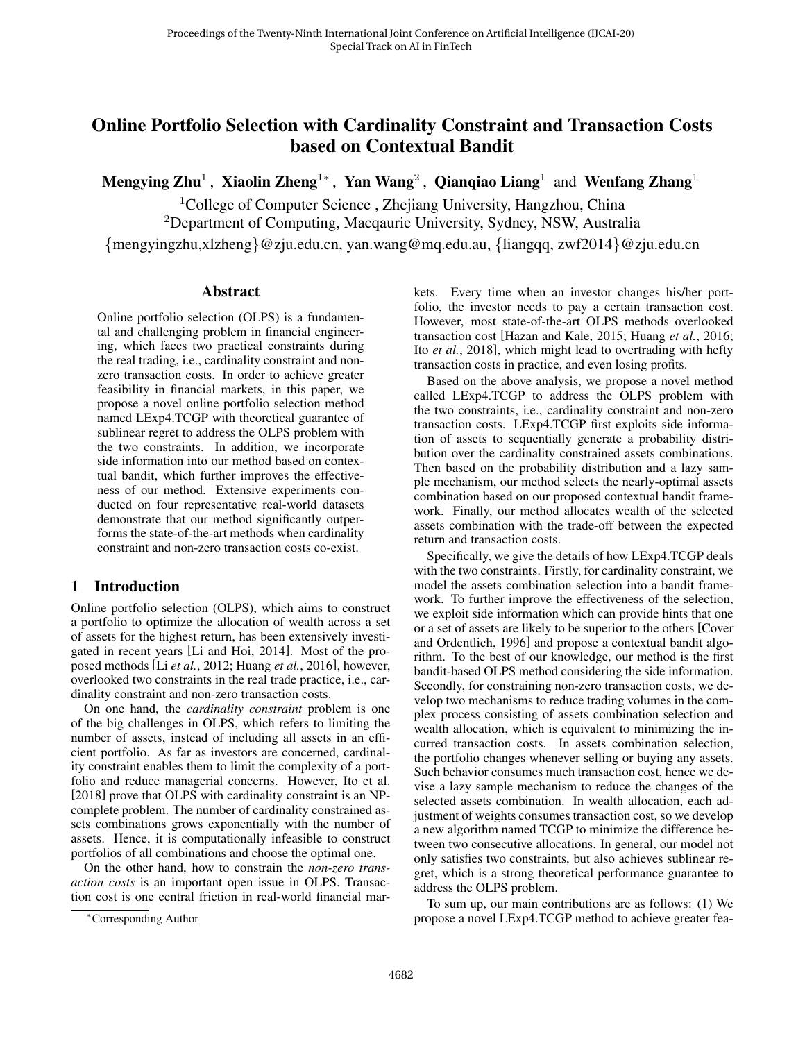# Online Portfolio Selection with Cardinality Constraint and Transaction Costs based on Contextual Bandit

**Mengying Zhu**[1], **Xiaolin Zheng**[1*], **Yan Wang**[2], **Qianqiao Liang**[1] and **Wenfang Zhang**[1]

[1]College of Computer Science, Zhejiang University, Hangzhou, China

[2]Department of Computing, Macqaurie University, Sydney, NSW, Australia

{mengyingzhu,xlzheng}@zju.edu.cn, yan.wang@mq.edu.au, {liangqq, zwf2014}@zju.edu.cn

## Abstract

Online portfolio selection (OLPS) is a fundamental and challenging problem in financial engineering, which faces two practical constraints during the real trading, i.e., cardinality constraint and non-zero transaction costs. In order to achieve greater feasibility in financial markets, in this paper, we propose a novel online portfolio selection method named LExp4.TCGP with theoretical guarantee of sublinear regret to address the OLPS problem with the two constraints. In addition, we incorporate side information into our method based on contextual bandit, which further improves the effectiveness of our method. Extensive experiments conducted on four representative real-world datasets demonstrate that our method significantly outperforms the state-of-the-art methods when cardinality constraint and non-zero transaction costs co-exist.

## 1 Introduction

Online portfolio selection (OLPS), which aims to construct a portfolio to optimize the allocation of wealth across a set of assets for the highest return, has been extensively investigated in recent years [Li and Hoi, 2014]. Most of the proposed methods [Li *et al.*, 2012; Huang *et al.*, 2016], however, overlooked two constraints in the real trade practice, i.e., cardinality constraint and non-zero transaction costs.

On one hand, the *cardinality constraint* problem is one of the big challenges in OLPS, which refers to limiting the number of assets, instead of including all assets in an efficient portfolio. As far as investors are concerned, cardinality constraint enables them to limit the complexity of a portfolio and reduce managerial concerns. However, Ito et al. [2018] prove that OLPS with cardinality constraint is an NP-complete problem. The number of cardinality constrained assets combinations grows exponentially with the number of assets. Hence, it is computationally infeasible to construct portfolios of all combinations and choose the optimal one.

On the other hand, how to constrain the *non-zero transaction costs* is an important open issue in OLPS. Transaction cost is one central friction in real-world financial markets. Every time when an investor changes his/her portfolio, the investor needs to pay a certain transaction cost. However, most state-of-the-art OLPS methods overlooked transaction cost [Hazan and Kale, 2015; Huang *et al.*, 2016; Ito *et al.*, 2018], which might lead to overtrading with hefty transaction costs in practice, and even losing profits.

Based on the above analysis, we propose a novel method called LExp4.TCGP to address the OLPS problem with the two constraints, i.e., cardinality constraint and non-zero transaction costs. LExp4.TCGP first exploits side information of assets to sequentially generate a probability distribution over the cardinality constrained assets combinations. Then based on the probability distribution and a lazy sample mechanism, our method selects the nearly-optimal assets combination based on our proposed contextual bandit framework. Finally, our method allocates wealth of the selected assets combination with the trade-off between the expected return and transaction costs.

Specifically, we give the details of how LExp4.TCGP deals with the two constraints. Firstly, for cardinality constraint, we model the assets combination selection into a bandit framework. To further improve the effectiveness of the selection, we exploit side information which can provide hints that one or a set of assets are likely to be superior to the others [Cover and Ordentlich, 1996] and propose a contextual bandit algorithm. To the best of our knowledge, our method is the first bandit-based OLPS method considering the side information. Secondly, for constraining non-zero transaction costs, we develop two mechanisms to reduce trading volumes in the complex process consisting of assets combination selection and wealth allocation, which is equivalent to minimizing the incurred transaction costs. In assets combination selection, the portfolio changes whenever selling or buying any assets. Such behavior consumes much transaction cost, hence we devise a lazy sample mechanism to reduce the changes of the selected assets combination. In wealth allocation, each adjustment of weights consumes transaction cost, so we develop a new algorithm named TCGP to minimize the difference between two consecutive allocations. In general, our model not only satisfies two constraints, but also achieves sublinear regret, which is a strong theoretical performance guarantee to address the OLPS problem.

To sum up, our main contributions are as follows: (1) We propose a novel LExp4.TCGP method to achieve greater fea-

---

[*]Corresponding Author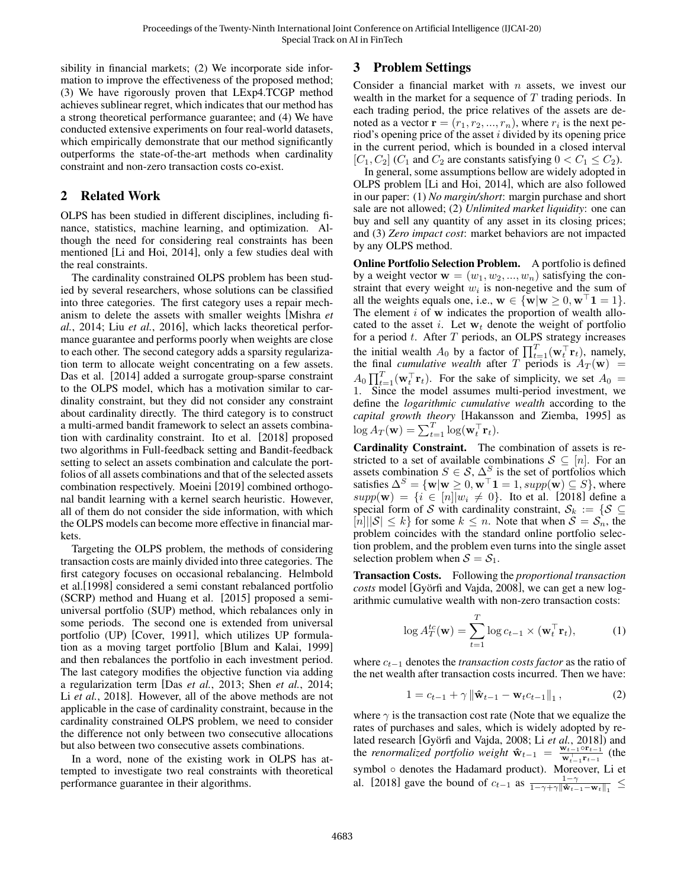sibility in financial markets; (2) We incorporate side information to improve the effectiveness of the proposed method; (3) We have rigorously proven that LExp4.TCGP method achieves sublinear regret, which indicates that our method has a strong theoretical performance guarantee; and (4) We have conducted extensive experiments on four real-world datasets, which empirically demonstrate that our method significantly outperforms the state-of-the-art methods when cardinality constraint and non-zero transaction costs co-exist.

## 2 Related Work

OLPS has been studied in different disciplines, including finance, statistics, machine learning, and optimization. Although the need for considering real constraints has been mentioned [Li and Hoi, 2014], only a few studies deal with the real constraints.

The cardinality constrained OLPS problem has been studied by several researchers, whose solutions can be classified into three categories. The first category uses a repair mechanism to delete the assets with smaller weights [Mishra *et al.*, 2014; Liu *et al.*, 2016], which lacks theoretical performance guarantee and performs poorly when weights are close to each other. The second category adds a sparsity regularization term to allocate weight concentrating on a few assets. Das et al. [2014] added a surrogate group-sparse constraint to the OLPS model, which has a motivation similar to cardinality constraint, but they did not consider any constraint about cardinality directly. The third category is to construct a multi-armed bandit framework to select an assets combination with cardinality constraint. Ito et al. [2018] proposed two algorithms in Full-feedback setting and Bandit-feedback setting to select an assets combination and calculate the portfolios of all assets combinations and that of the selected assets combination respectively. Moeini [2019] combined orthogonal bandit learning with a kernel search heuristic. However, all of them do not consider the side information, with which the OLPS models can become more effective in financial markets.

Targeting the OLPS problem, the methods of considering transaction costs are mainly divided into three categories. The first category focuses on occasional rebalancing. Helmbold et al.[1998] considered a semi constant rebalanced portfolio (SCRP) method and Huang et al. [2015] proposed a semi-universal portfolio (SUP) method, which rebalances only in some periods. The second one is extended from universal portfolio (UP) [Cover, 1991], which utilizes UP formulation as a moving target portfolio [Blum and Kalai, 1999] and then rebalances the portfolio in each investment period. The last category modifies the objective function via adding a regularization term [Das *et al.*, 2013; Shen *et al.*, 2014; Li *et al.*, 2018]. However, all of the above methods are not applicable in the case of cardinality constraint, because in the cardinality constrained OLPS problem, we need to consider the difference not only between two consecutive allocations but also between two consecutive assets combinations.

In a word, none of the existing work in OLPS has attempted to investigate two real constraints with theoretical performance guarantee in their algorithms.

## 3 Problem Settings

Consider a financial market with $n$ assets, we invest our wealth in the market for a sequence of $T$ trading periods. In each trading period, the price relatives of the assets are denoted as a vector $\mathbf{r} = (r_1, r_2, ..., r_n)$, where $r_i$ is the next period's opening price of the asset $i$ divided by its opening price in the current period, which is bounded in a closed interval $[C_1, C_2]$ ($C_1$ and $C_2$ are constants satisfying $0 < C_1 \leq C_2$).

In general, some assumptions bellow are widely adopted in OLPS problem [Li and Hoi, 2014], which are also followed in our paper: (1) *No margin/short*: margin purchase and short sale are not allowed; (2) *Unlimited market liquidity*: one can buy and sell any quantity of any asset in its closing prices; and (3) *Zero impact cost*: market behaviors are not impacted by any OLPS method.

**Online Portfolio Selection Problem.** A portfolio is defined by a weight vector $\mathbf{w} = (w_1, w_2, ..., w_n)$ satisfying the constraint that every weight $w_i$ is non-negative and the sum of all the weights equals one, i.e., $\mathbf{w} \in \{\mathbf{w} | \mathbf{w} \geq 0, \mathbf{w}^\top \mathbf{1} = 1\}$. The element $i$ of $\mathbf{w}$ indicates the proportion of wealth allocated to the asset $i$. Let $\mathbf{w}_t$ denote the weight of portfolio for a period $t$. After $T$ periods, an OLPS strategy increases the initial wealth $A_0$ by a factor of $\prod_{t=1}^{T}(\mathbf{w}_t^\top \mathbf{r}_t)$, namely, the final *cumulative wealth* after $T$ periods is $A_T(\mathbf{w}) = A_0 \prod_{t=1}^{T}(\mathbf{w}_t^\top \mathbf{r}_t)$. For the sake of simplicity, we set $A_0 = 1$. Since the model assumes multi-period investment, we define the *logarithmic cumulative wealth* according to the *capital growth theory* [Hakansson and Ziemba, 1995] as $\log A_T(\mathbf{w}) = \sum_{t=1}^{T} \log(\mathbf{w}_t^\top \mathbf{r}_t)$.

**Cardinality Constraint.** The combination of assets is restricted to a set of available combinations $\mathcal{S} \subseteq [n]$. For an assets combination $S \in \mathcal{S}$, $\Delta^S$ is the set of portfolios which satisfies $\Delta^S = \{\mathbf{w} | \mathbf{w} \geq 0, \mathbf{w}^\top \mathbf{1} = 1, supp(\mathbf{w}) \subseteq S\}$, where $supp(\mathbf{w}) = \{i \in [n] | w_i \neq 0\}$. Ito et al. [2018] define a special form of $\mathcal{S}$ with cardinality constraint, $\mathcal{S}_k := \{\mathcal{S} \subseteq [n] | |\mathcal{S}| \leq k\}$ for some $k \leq n$. Note that when $\mathcal{S} = \mathcal{S}_n$, the problem coincides with the standard online portfolio selection problem, and the problem even turns into the single asset selection problem when $\mathcal{S} = \mathcal{S}_1$.

**Transaction Costs.** Following the *proportional transaction costs* model [Györfi and Vajda, 2008], we can get a new logarithmic cumulative wealth with non-zero transaction costs:

$$\log A_T^{tc}(\mathbf{w}) = \sum_{t=1}^{T} \log c_{t-1} \times (\mathbf{w}_t^\top \mathbf{r}_t), \tag{1}$$

where $c_{t-1}$ denotes the *transaction costs factor* as the ratio of the net wealth after transaction costs incurred. Then we have:

$$1 = c_{t-1} + \gamma \left\| \hat{\mathbf{w}}_{t-1} - \mathbf{w}_t c_{t-1} \right\|_1, \tag{2}$$

where $\gamma$ is the transaction cost rate (Note that we equalize the rates of purchases and sales, which is widely adopted by related research [Györfi and Vajda, 2008; Li *et al.*, 2018]) and the *renormalized portfolio weight* $\hat{\mathbf{w}}_{t-1} = \frac{\mathbf{w}_{t-1} \circ \mathbf{r}_{t-1}}{\mathbf{w}_{t-1}^\top \mathbf{r}_{t-1}}$ (the symbol $\circ$ denotes the Hadamard product). Moreover, Li et al. [2018] gave the bound of $c_{t-1}$ as $\frac{1-\gamma}{1-\gamma+\gamma\|\hat{\mathbf{w}}_{t-1}-\mathbf{w}_t\|_1} \leq$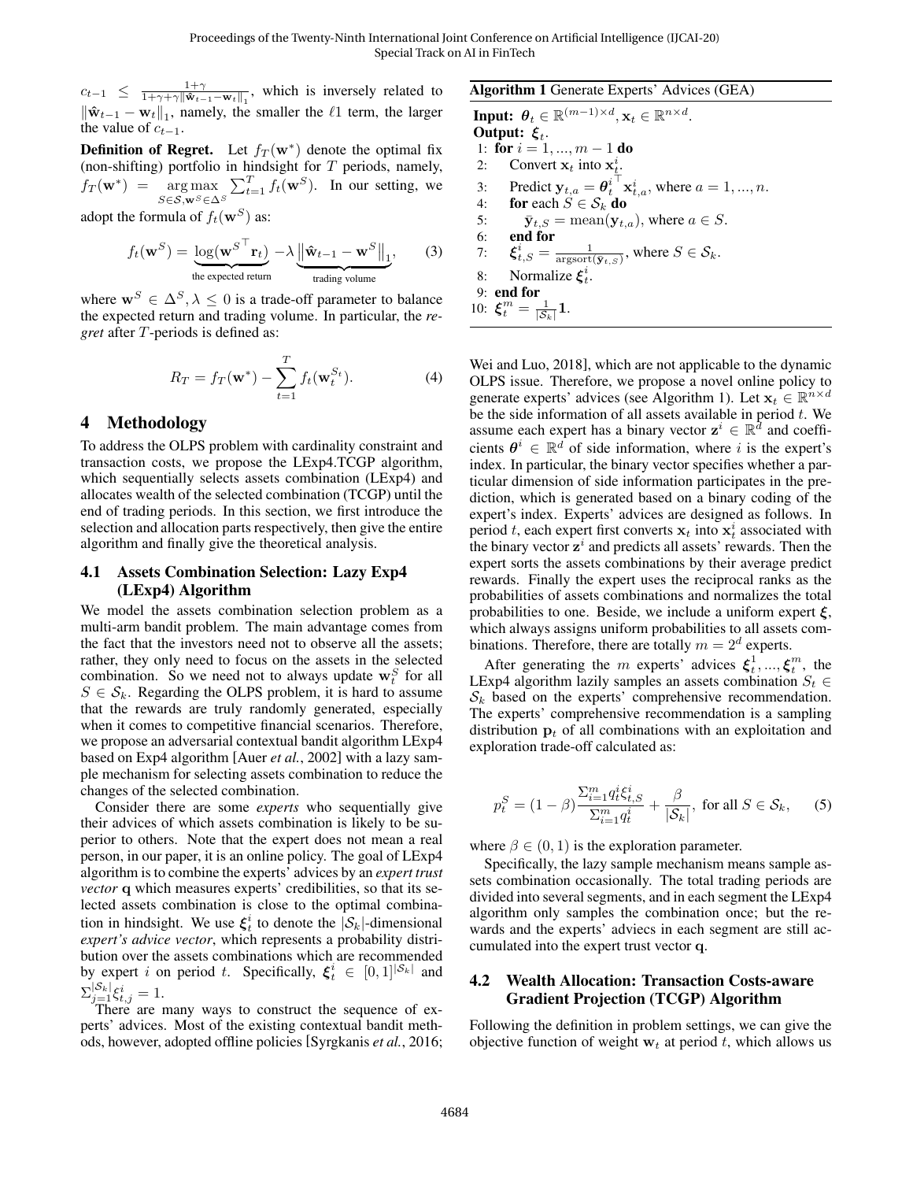$c_{t-1} \leq \frac{1+\gamma}{1+\gamma+\gamma\|\hat{\mathbf{w}}_{t-1}-\mathbf{w}_t\|_1}$, which is inversely related to $\|\hat{\mathbf{w}}_{t-1} - \mathbf{w}_t\|_1$, namely, the smaller the $\ell 1$ term, the larger the value of $c_{t-1}$.

**Definition of Regret.** Let $f_T(\mathbf{w}^*)$ denote the optimal fix (non-shifting) portfolio in hindsight for $T$ periods, namely, $f_T(\mathbf{w}^*) = \underset{S\in\mathcal{S},\mathbf{w}^S\in\Delta^S}{\arg\max} \sum_{t=1}^{T} f_t(\mathbf{w}^S)$. In our setting, we adopt the formula of $f_t(\mathbf{w}^S)$ as:

$$f_t(\mathbf{w}^S) = \underbrace{\log(\mathbf{w}^{S^\top}\mathbf{r}_t)}_{\text{the expected return}} - \lambda \underbrace{\left\|\hat{\mathbf{w}}_{t-1} - \mathbf{w}^S\right\|_1}_{\text{trading volume}}, \tag{3}$$

where $\mathbf{w}^S \in \Delta^S, \lambda \leq 0$ is a trade-off parameter to balance the expected return and trading volume. In particular, the *regret* after $T$-periods is defined as:

$$R_T = f_T(\mathbf{w}^*) - \sum_{t=1}^{T} f_t(\mathbf{w}_t^{S_t}). \tag{4}$$

# 4 Methodology

To address the OLPS problem with cardinality constraint and transaction costs, we propose the LExp4.TCGP algorithm, which sequentially selects assets combination (LExp4) and allocates wealth of the selected combination (TCGP) until the end of trading periods. In this section, we first introduce the selection and allocation parts respectively, then give the entire algorithm and finally give the theoretical analysis.

## 4.1 Assets Combination Selection: Lazy Exp4 (LExp4) Algorithm

We model the assets combination selection problem as a multi-arm bandit problem. The main advantage comes from the fact that the investors need not to observe all the assets; rather, they only need to focus on the assets in the selected combination. So we need not to always update $\mathbf{w}_t^S$ for all $S \in \mathcal{S}_k$. Regarding the OLPS problem, it is hard to assume that the rewards are truly randomly generated, especially when it comes to competitive financial scenarios. Therefore, we propose an adversarial contextual bandit algorithm LExp4 based on Exp4 algorithm [Auer *et al.*, 2002] with a lazy sample mechanism for selecting assets combination to reduce the changes of the selected combination.

Consider there are some *experts* who sequentially give their advices of which assets combination is likely to be superior to others. Note that the expert does not mean a real person, in our paper, it is an online policy. The goal of LExp4 algorithm is to combine the experts' advices by an *expert trust vector* $\mathbf{q}$ which measures experts' credibilities, so that its selected assets combination is close to the optimal combination in hindsight. We use $\boldsymbol{\xi}_t^i$ to denote the $|\mathcal{S}_k|$-dimensional *expert's advice vector*, which represents a probability distribution over the assets combinations which are recommended by expert $i$ on period $t$. Specifically, $\boldsymbol{\xi}_t^i \in [0,1]^{|\mathcal{S}_k|}$ and $\Sigma_{j=1}^{|\mathcal{S}_k|}\xi_{t,j}^i = 1$.

There are many ways to construct the sequence of experts' advices. Most of the existing contextual bandit methods, however, adopted offline policies [Syrgkanis *et al.*, 2016; Wei and Luo, 2018], which are not applicable to the dynamic OLPS issue. Therefore, we propose a novel online policy to generate experts' advices (see Algorithm 1). Let $\mathbf{x}_t \in \mathbb{R}^{n\times d}$ be the side information of all assets available in period $t$. We assume each expert has a binary vector $\mathbf{z}^i \in \mathbb{R}^d$ and coefficients $\boldsymbol{\theta}^i \in \mathbb{R}^d$ of side information, where $i$ is the expert's index. In particular, the binary vector specifies whether a particular dimension of side information participates in the prediction, which is generated based on a binary coding of the expert's index. Experts' advices are designed as follows. In period $t$, each expert first converts $\mathbf{x}_t$ into $\mathbf{x}_t^i$ associated with the binary vector $\mathbf{z}^i$ and predicts all assets' rewards. Then the expert sorts the assets combinations by their average predict rewards. Finally the expert uses the reciprocal ranks as the probabilities of assets combinations and normalizes the total probabilities to one. Beside, we include a uniform expert $\boldsymbol{\xi}$, which always assigns uniform probabilities to all assets combinations. Therefore, there are totally $m = 2^d$ experts.

**Algorithm 1** Generate Experts' Advices (GEA)

**Input:** $\boldsymbol{\theta}_t \in \mathbb{R}^{(m-1)\times d}, \mathbf{x}_t \in \mathbb{R}^{n\times d}$.
**Output:** $\boldsymbol{\xi}_t$.
1: **for** $i = 1, ..., m-1$ **do**
2: Convert $\mathbf{x}_t$ into $\mathbf{x}_t^i$.
3: Predict $\mathbf{y}_{t,a} = \boldsymbol{\theta}_t^{i^\top}\mathbf{x}_{t,a}^i$, where $a = 1, ..., n$.
4: **for** each $S \in \mathcal{S}_k$ **do**
5: $\bar{\mathbf{y}}_{t,S} = \text{mean}(\mathbf{y}_{t,a})$, where $a \in S$.
6: **end for**
7: $\boldsymbol{\xi}_{t,S}^i = \frac{1}{\text{argsort}(\bar{\mathbf{y}}_{t,S})}$, where $S \in \mathcal{S}_k$.
8: Normalize $\boldsymbol{\xi}_t^i$.
9: **end for**
10: $\boldsymbol{\xi}_t^m = \frac{1}{|\mathcal{S}_k|}\mathbf{1}$.

After generating the $m$ experts' advices $\boldsymbol{\xi}_t^1, ..., \boldsymbol{\xi}_t^m$, the LExp4 algorithm lazily samples an assets combination $S_t \in \mathcal{S}_k$ based on the experts' comprehensive recommendation. The experts' comprehensive recommendation is a sampling distribution $\mathbf{p}_t$ of all combinations with an exploitation and exploration trade-off calculated as:

$$p_t^S = (1-\beta)\frac{\Sigma_{i=1}^m q_t^i \xi_{t,S}^i}{\Sigma_{i=1}^m q_t^i} + \frac{\beta}{|\mathcal{S}_k|}, \text{ for all } S \in \mathcal{S}_k, \tag{5}$$

where $\beta \in (0,1)$ is the exploration parameter.

Specifically, the lazy sample mechanism means sample assets combination occasionally. The total trading periods are divided into several segments, and in each segment the LExp4 algorithm only samples the combination once; but the rewards and the experts' adviecs in each segment are still accumulated into the expert trust vector $\mathbf{q}$.

## 4.2 Wealth Allocation: Transaction Costs-aware Gradient Projection (TCGP) Algorithm

Following the definition in problem settings, we can give the objective function of weight $\mathbf{w}_t$ at period $t$, which allows us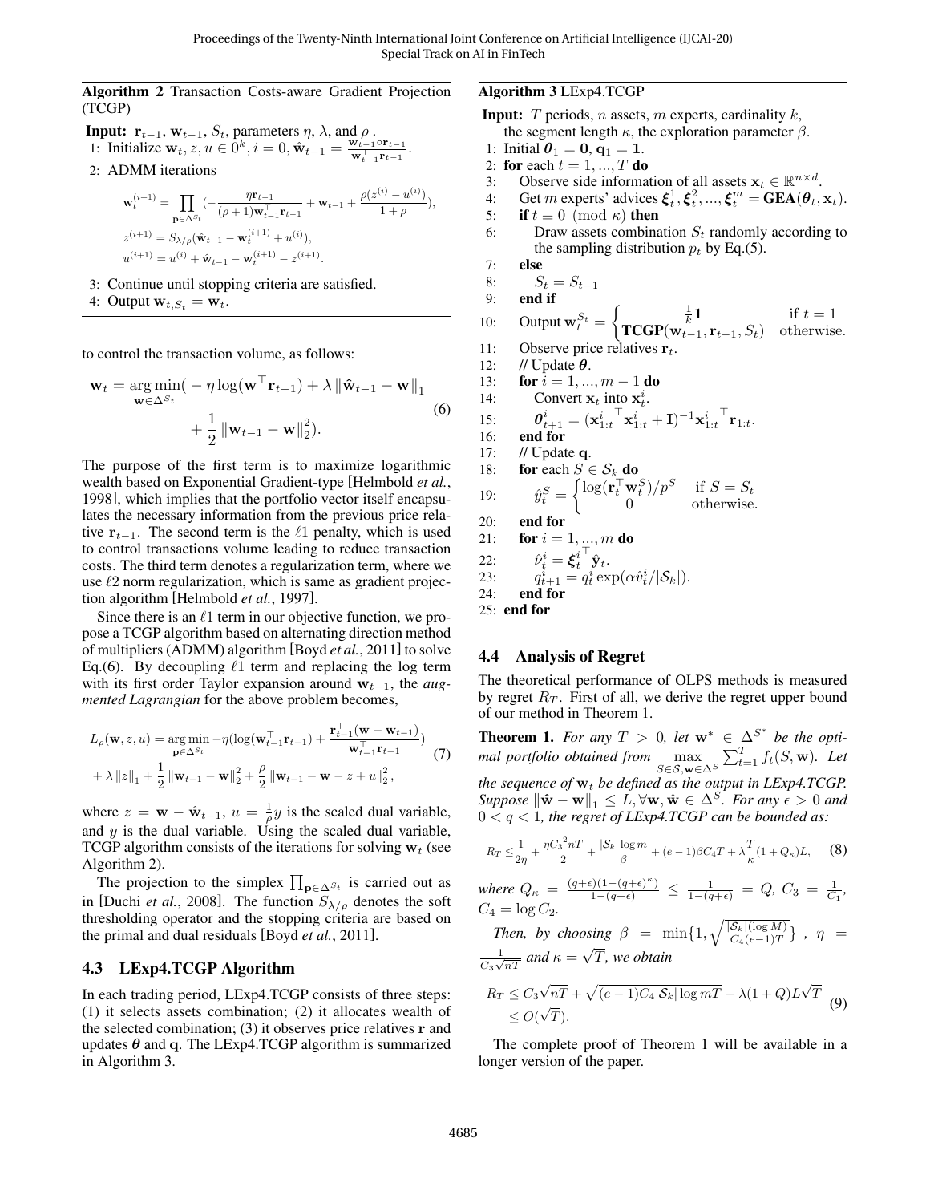**Algorithm 2** Transaction Costs-aware Gradient Projection (TCGP)

**Input:** $\mathbf{r}_{t-1}$, $\mathbf{w}_{t-1}$, $S_t$, parameters $\eta$, $\lambda$, and $\rho$ .

1: Initialize $\mathbf{w}_t, z, u \in 0^k, i = 0, \hat{\mathbf{w}}_{t-1} = \frac{\mathbf{w}_{t-1} \circ \mathbf{r}_{t-1}}{\mathbf{w}_{t-1}^\top \mathbf{r}_{t-1}}$.

2: ADMM iterations

$$\mathbf{w}_t^{(i+1)} = \prod_{\mathbf{p} \in \Delta^{S_t}} \Big(-\frac{\eta \mathbf{r}_{t-1}}{(\rho+1)\mathbf{w}_{t-1}^\top \mathbf{r}_{t-1}} + \mathbf{w}_{t-1} + \frac{\rho(z^{(i)} - u^{(i)})}{1+\rho}\Big),$$
$$z^{(i+1)} = S_{\lambda/\rho}(\hat{\mathbf{w}}_{t-1} - \mathbf{w}_t^{(i+1)} + u^{(i)}),$$
$$u^{(i+1)} = u^{(i)} + \hat{\mathbf{w}}_{t-1} - \mathbf{w}_t^{(i+1)} - z^{(i+1)}.$$

3: Continue until stopping criteria are satisfied.

4: Output $\mathbf{w}_{t,S_t} = \mathbf{w}_t$.

to control the transaction volume, as follows:

$$\mathbf{w}_t = \arg\min_{\mathbf{w} \in \Delta^{S_t}} \big( -\eta \log(\mathbf{w}^\top \mathbf{r}_{t-1}) + \lambda \left\| \hat{\mathbf{w}}_{t-1} - \mathbf{w} \right\|_1 + \frac{1}{2} \left\| \mathbf{w}_{t-1} - \mathbf{w} \right\|_2^2 \big). \tag{6}$$

The purpose of the first term is to maximize logarithmic wealth based on Exponential Gradient-type [Helmbold *et al.*, 1998], which implies that the portfolio vector itself encapsulates the necessary information from the previous price relative $\mathbf{r}_{t-1}$. The second term is the $\ell 1$ penalty, which is used to control transactions volume leading to reduce transaction costs. The third term denotes a regularization term, where we use $\ell 2$ norm regularization, which is same as gradient projection algorithm [Helmbold *et al.*, 1997].

Since there is an $\ell 1$ term in our objective function, we propose a TCGP algorithm based on alternating direction method of multipliers (ADMM) algorithm [Boyd *et al.*, 2011] to solve Eq.(6). By decoupling $\ell 1$ term and replacing the log term with its first order Taylor expansion around $\mathbf{w}_{t-1}$, the *augmented Lagrangian* for the above problem becomes,

$$L_\rho(\mathbf{w}, z, u) = \arg\min_{\mathbf{p} \in \Delta^{S_t}} -\eta \big(\log(\mathbf{w}_{t-1}^\top \mathbf{r}_{t-1}) + \frac{\mathbf{r}_{t-1}^\top (\mathbf{w} - \mathbf{w}_{t-1})}{\mathbf{w}_{t-1}^\top \mathbf{r}_{t-1}}\big) + \lambda \left\| z \right\|_1 + \frac{1}{2} \left\| \mathbf{w}_{t-1} - \mathbf{w} \right\|_2^2 + \frac{\rho}{2} \left\| \mathbf{w}_{t-1} - \mathbf{w} - z + u \right\|_2^2, \tag{7}$$

where $z = \mathbf{w} - \hat{\mathbf{w}}_{t-1}$, $u = \frac{1}{\rho} y$ is the scaled dual variable, and $y$ is the dual variable. Using the scaled dual variable, TCGP algorithm consists of the iterations for solving $\mathbf{w}_t$ (see Algorithm 2).

The projection to the simplex $\prod_{\mathbf{p} \in \Delta^{S_t}}$ is carried out as in [Duchi *et al.*, 2008]. The function $S_{\lambda/\rho}$ denotes the soft thresholding operator and the stopping criteria are based on the primal and dual residuals [Boyd *et al.*, 2011].

### 4.3 LExp4.TCGP Algorithm

In each trading period, LExp4.TCGP consists of three steps: (1) it selects assets combination; (2) it allocates wealth of the selected combination; (3) it observes price relatives $\mathbf{r}$ and updates $\boldsymbol{\theta}$ and $\mathbf{q}$. The LExp4.TCGP algorithm is summarized in Algorithm 3.

**Algorithm 3** LExp4.TCGP

**Input:** $T$ periods, $n$ assets, $m$ experts, cardinality $k$, the segment length $\kappa$, the exploration parameter $\beta$.

1: Initial $\boldsymbol{\theta}_1 = \mathbf{0}$, $\mathbf{q}_1 = \mathbf{1}$.
2: **for** each $t = 1, ..., T$ **do**
3: Observe side information of all assets $\mathbf{x}_t \in \mathbb{R}^{n \times d}$.
4: Get $m$ experts' advices $\boldsymbol{\xi}_t^1, \boldsymbol{\xi}_t^2, ..., \boldsymbol{\xi}_t^m = \mathbf{GEA}(\boldsymbol{\theta}_t, \mathbf{x}_t)$.
5: **if** $t \equiv 0 \pmod{\kappa}$ **then**
6: Draw assets combination $S_t$ randomly according to the sampling distribution $p_t$ by Eq.(5).
7: **else**
8: $S_t = S_{t-1}$
9: **end if**
10: Output $\mathbf{w}_t^{S_t} = \begin{cases} \frac{1}{k}\mathbf{1} & \text{if } t = 1 \\ \mathbf{TCGP}(\mathbf{w}_{t-1}, \mathbf{r}_{t-1}, S_t) & \text{otherwise.} \end{cases}$
11: Observe price relatives $\mathbf{r}_t$.
12: // Update $\boldsymbol{\theta}$.
13: **for** $i = 1, ..., m-1$ **do**
14: Convert $\mathbf{x}_t$ into $\mathbf{x}_t^i$.
15: $\boldsymbol{\theta}_{t+1}^i = (\mathbf{x}_{1:t}^{i\top} \mathbf{x}_{1:t}^i + \mathbf{I})^{-1} \mathbf{x}_{1:t}^{i\top} \mathbf{r}_{1:t}$.
16: **end for**
17: // Update $\mathbf{q}$.
18: **for** each $S \in \mathcal{S}_k$ **do**
19: $\hat{y}_t^S = \begin{cases} \log(\mathbf{r}_t^\top \mathbf{w}_t^S)/p^S & \text{if } S = S_t \\ 0 & \text{otherwise.} \end{cases}$
20: **end for**
21: **for** $i = 1, ..., m$ **do**
22: $\hat{\nu}_t^i = \boldsymbol{\xi}_t^{i\top} \hat{\mathbf{y}}_t$.
23: $q_{t+1}^i = q_t^i \exp(\alpha \hat{v}_t^i / |\mathcal{S}_k|)$.
24: **end for**
25: **end for**

### 4.4 Analysis of Regret

The theoretical performance of OLPS methods is measured by regret $R_T$. First of all, we derive the regret upper bound of our method in Theorem 1.

**Theorem 1.** *For any $T > 0$, let $\mathbf{w}^* \in \Delta^{S^*}$ be the optimal portfolio obtained from $\max_{S \in \mathcal{S}, \mathbf{w} \in \Delta^S} \sum_{t=1}^T f_t(S, \mathbf{w})$. Let the sequence of $\mathbf{w}_t$ be defined as the output in LExp4.TCGP. Suppose $\left\| \hat{\mathbf{w}} - \mathbf{w} \right\|_1 \le L, \forall \mathbf{w}, \hat{\mathbf{w}} \in \Delta^S$. For any $\epsilon > 0$ and $0 < q < 1$, the regret of LExp4.TCGP can be bounded as:*

$$R_T \le \frac{1}{2\eta} + \frac{\eta C_3^2 nT}{2} + \frac{|\mathcal{S}_k| \log m}{\beta} + (e-1)\beta C_4 T + \lambda \frac{T}{\kappa}(1 + Q_\kappa) L, \tag{8}$$

*where $Q_\kappa = \frac{(q+\epsilon)(1-(q+\epsilon)^\kappa)}{1-(q+\epsilon)} \le \frac{1}{1-(q+\epsilon)} = Q$, $C_3 = \frac{1}{C_1}$, $C_4 = \log C_2$.*

*Then, by choosing $\beta = \min\{1, \sqrt{\frac{|\mathcal{S}_k|(\log M)}{C_4(e-1)T}}\}$ , $\eta = \frac{1}{C_3\sqrt{nT}}$ and $\kappa = \sqrt{T}$, we obtain*

$$R_T \le C_3\sqrt{nT} + \sqrt{(e-1)C_4|\mathcal{S}_k| \log mT} + \lambda(1+Q)L\sqrt{T} \le O(\sqrt{T}). \tag{9}$$

The complete proof of Theorem 1 will be available in a longer version of the paper.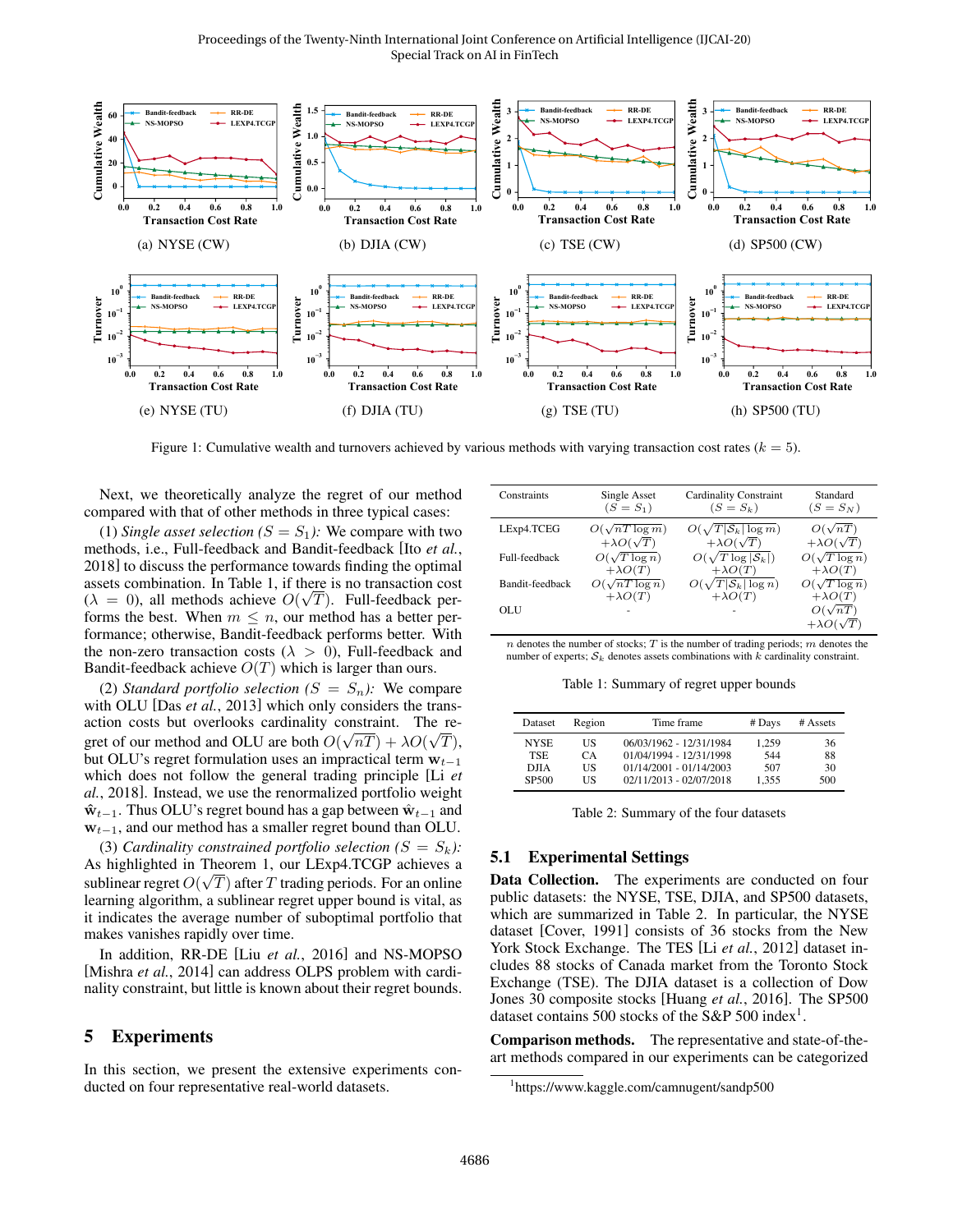Figure 1: Cumulative wealth and turnovers achieved by various methods with varying transaction cost rates ($k = 5$).

Next, we theoretically analyze the regret of our method compared with that of other methods in three typical cases:

(1) *Single asset selection* ($S = S_1$)*:* We compare with two methods, i.e., Full-feedback and Bandit-feedback [Ito *et al.*, 2018] to discuss the performance towards finding the optimal assets combination. In Table 1, if there is no transaction cost ($\lambda = 0$), all methods achieve $O(\sqrt{T})$. Full-feedback performs the best. When $m \leq n$, our method has a better performance; otherwise, Bandit-feedback performs better. With the non-zero transaction costs ($\lambda > 0$), Full-feedback and Bandit-feedback achieve $O(T)$ which is larger than ours.

(2) *Standard portfolio selection* ($S = S_n$)*:* We compare with OLU [Das *et al.*, 2013] which only considers the transaction costs but overlooks cardinality constraint. The regret of our method and OLU are both $O(\sqrt{nT}) + \lambda O(\sqrt{T})$, but OLU's regret formulation uses an impractical term $\mathbf{w}_{t-1}$ which does not follow the general trading principle [Li *et al.*, 2018]. Instead, we use the renormalized portfolio weight $\hat{\mathbf{w}}_{t-1}$. Thus OLU's regret bound has a gap between $\hat{\mathbf{w}}_{t-1}$ and $\mathbf{w}_{t-1}$, and our method has a smaller regret bound than OLU.

(3) *Cardinality constrained portfolio selection* ($S = S_k$)*:* As highlighted in Theorem 1, our LExp4.TCGP achieves a sublinear regret $O(\sqrt{T})$ after $T$ trading periods. For an online learning algorithm, a sublinear regret upper bound is vital, as it indicates the average number of suboptimal portfolio that makes vanishes rapidly over time.

In addition, RR-DE [Liu *et al.*, 2016] and NS-MOPSO [Mishra *et al.*, 2014] can address OLPS problem with cardinality constraint, but little is known about their regret bounds.

## 5 Experiments

In this section, we present the extensive experiments conducted on four representative real-world datasets.

| Constraints | Single Asset ($S = S_1$) | Cardinality Constraint ($S = S_k$) | Standard ($S = S_N$) |
|---|---|---|---|
| LExp4.TCEG | $O(\sqrt{nT \log m})$ $+\lambda O(\sqrt{T})$ | $O(\sqrt{T\lvert S_k\rvert \log m})$ $+\lambda O(\sqrt{T})$ | $O(\sqrt{nT})$ $+\lambda O(\sqrt{T})$ |
| Full-feedback | $O(\sqrt{T \log n})$ $+\lambda O(T)$ | $O(\sqrt{T \log \lvert S_k\rvert})$ $+\lambda O(T)$ | $O(\sqrt{T \log n})$ $+\lambda O(T)$ |
| Bandit-feedback | $O(\sqrt{nT \log n})$ $+\lambda O(T)$ | $O(\sqrt{T\lvert S_k\rvert \log n})$ $+\lambda O(T)$ | $O(\sqrt{T \log n})$ $+\lambda O(T)$ |
| OLU | - | - | $O(\sqrt{nT})$ $+\lambda O(\sqrt{T})$ |

$n$ denotes the number of stocks; $T$ is the number of trading periods; $m$ denotes the number of experts; $\mathcal{S}_k$ denotes assets combinations with $k$ cardinality constraint.

Table 1: Summary of regret upper bounds

| Dataset | Region | Time frame | # Days | # Assets |
|---|---|---|---|---|
| NYSE | US | 06/03/1962 - 12/31/1984 | 1,259 | 36 |
| TSE | CA | 01/04/1994 - 12/31/1998 | 544 | 88 |
| DJIA | US | 01/14/2001 - 01/14/2003 | 507 | 30 |
| SP500 | US | 02/11/2013 - 02/07/2018 | 1,355 | 500 |

Table 2: Summary of the four datasets

### 5.1 Experimental Settings

**Data Collection.** The experiments are conducted on four public datasets: the NYSE, TSE, DJIA, and SP500 datasets, which are summarized in Table 2. In particular, the NYSE dataset [Cover, 1991] consists of 36 stocks from the New York Stock Exchange. The TES [Li *et al.*, 2012] dataset includes 88 stocks of Canada market from the Toronto Stock Exchange (TSE). The DJIA dataset is a collection of Dow Jones 30 composite stocks [Huang *et al.*, 2016]. The SP500 dataset contains 500 stocks of the S&P 500 index[1].

**Comparison methods.** The representative and state-of-the-art methods compared in our experiments can be categorized

[1]https://www.kaggle.com/camnugent/sandp500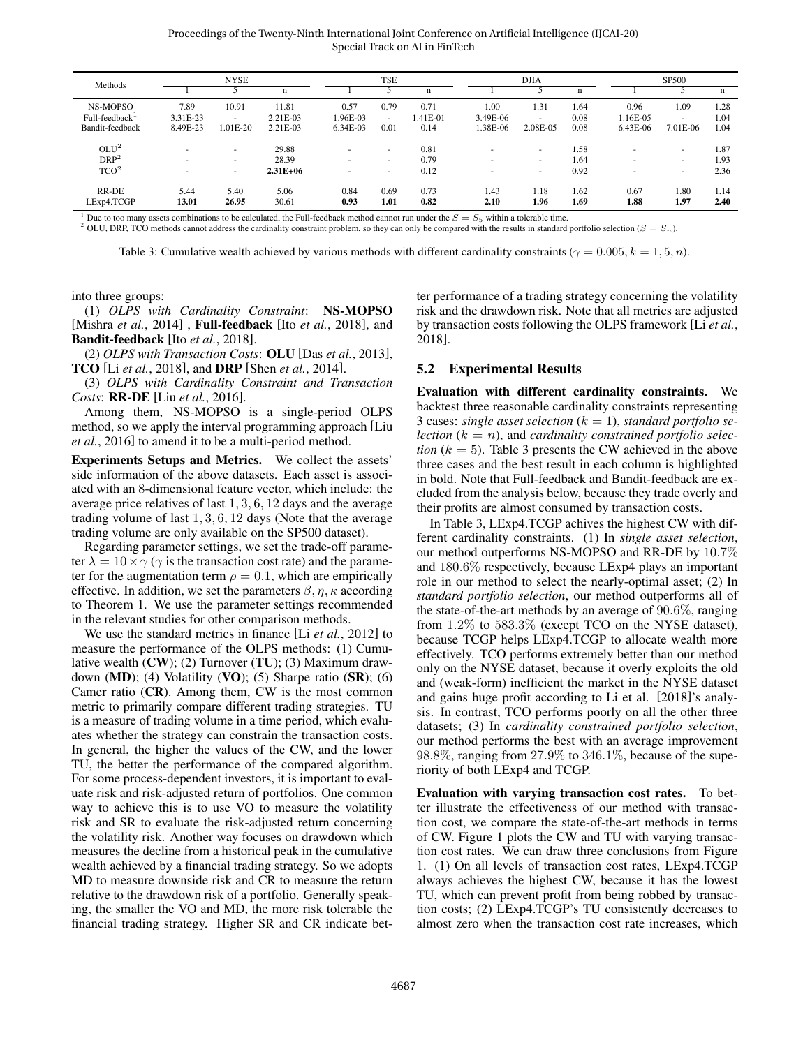| Methods | NYSE | | | TSE | | | DJIA | | | SP500 | | |
|---|---|---|---|---|---|---|---|---|---|---|---|---|
| | 1 | 5 | n | 1 | 5 | n | 1 | 5 | n | 1 | 5 | n |
| NS-MOPSO | 7.89 | 10.91 | 11.81 | 0.57 | 0.79 | 0.71 | 1.00 | 1.31 | 1.64 | 0.96 | 1.09 | 1.28 |
| Full-feedback[1] | 3.31E-23 | - | 2.21E-03 | 1.96E-03 | - | 1.41E-01 | 3.49E-06 | - | 0.08 | 1.16E-05 | - | 1.04 |
| Bandit-feedback | 8.49E-23 | 1.01E-20 | 2.21E-03 | 6.34E-03 | 0.01 | 0.14 | 1.38E-06 | 2.08E-05 | 0.08 | 6.43E-06 | 7.01E-06 | 1.04 |
| OLU[2] | - | - | 29.88 | - | - | 0.81 | - | - | 1.58 | - | - | 1.87 |
| DRP[2] | - | - | 28.39 | - | - | 0.79 | - | - | 1.64 | - | - | 1.93 |
| TCO[2] | - | - | **2.31E+06** | - | - | 0.12 | - | - | 0.92 | - | - | 2.36 |
| RR-DE | 5.44 | 5.40 | 5.06 | 0.84 | 0.69 | 0.73 | 1.43 | 1.18 | 1.62 | 0.67 | 1.80 | 1.14 |
| LExp4.TCGP | **13.01** | **26.95** | 30.61 | **0.93** | **1.01** | **0.82** | **2.10** | **1.96** | **1.69** | **1.88** | **1.97** | **2.40** |

[1] Due to too many assets combinations to be calculated, the Full-feedback method cannot run under the $S = S_5$ within a tolerable time.
[2] OLU, DRP, TCO methods cannot address the cardinality constraint problem, so they can only be compared with the results in standard portfolio selection ($S = S_n$).

Table 3: Cumulative wealth achieved by various methods with different cardinality constraints ($\gamma = 0.005, k = 1, 5, n$).

into three groups:

(1) *OLPS with Cardinality Constraint*: **NS-MOPSO** [Mishra *et al.*, 2014] , **Full-feedback** [Ito *et al.*, 2018], and **Bandit-feedback** [Ito *et al.*, 2018].

(2) *OLPS with Transaction Costs*: **OLU** [Das *et al.*, 2013], **TCO** [Li *et al.*, 2018], and **DRP** [Shen *et al.*, 2014].

(3) *OLPS with Cardinality Constraint and Transaction Costs*: **RR-DE** [Liu *et al.*, 2016].

Among them, NS-MOPSO is a single-period OLPS method, so we apply the interval programming approach [Liu *et al.*, 2016] to amend it to be a multi-period method.

**Experiments Setups and Metrics.** We collect the assets' side information of the above datasets. Each asset is associated with an 8-dimensional feature vector, which include: the average price relatives of last $1, 3, 6, 12$ days and the average trading volume of last $1, 3, 6, 12$ days (Note that the average trading volume are only available on the SP500 dataset).

Regarding parameter settings, we set the trade-off parameter $\lambda = 10 \times \gamma$ ($\gamma$ is the transaction cost rate) and the parameter for the augmentation term $\rho = 0.1$, which are empirically effective. In addition, we set the parameters $\beta, \eta, \kappa$ according to Theorem 1. We use the parameter settings recommended in the relevant studies for other comparison methods.

We use the standard metrics in finance [Li *et al.*, 2012] to measure the performance of the OLPS methods: (1) Cumulative wealth (**CW**); (2) Turnover (**TU**); (3) Maximum drawdown (**MD**); (4) Volatility (**VO**); (5) Sharpe ratio (**SR**); (6) Camer ratio (**CR**). Among them, CW is the most common metric to primarily compare different trading strategies. TU is a measure of trading volume in a time period, which evaluates whether the strategy can constrain the transaction costs. In general, the higher the values of the CW, and the lower TU, the better the performance of the compared algorithm. For some process-dependent investors, it is important to evaluate risk and risk-adjusted return of portfolios. One common way to achieve this is to use VO to measure the volatility risk and SR to evaluate the risk-adjusted return concerning the volatility risk. Another way focuses on drawdown which measures the decline from a historical peak in the cumulative wealth achieved by a financial trading strategy. So we adopts MD to measure downside risk and CR to measure the return relative to the drawdown risk of a portfolio. Generally speaking, the smaller the VO and MD, the more risk tolerable the financial trading strategy. Higher SR and CR indicate better performance of a trading strategy concerning the volatility risk and the drawdown risk. Note that all metrics are adjusted by transaction costs following the OLPS framework [Li *et al.*, 2018].

## 5.2 Experimental Results

**Evaluation with different cardinality constraints.** We backtest three reasonable cardinality constraints representing 3 cases: *single asset selection* ($k = 1$), *standard portfolio selection* ($k = n$), and *cardinality constrained portfolio selection* ($k = 5$). Table 3 presents the CW achieved in the above three cases and the best result in each column is highlighted in bold. Note that Full-feedback and Bandit-feedback are excluded from the analysis below, because they trade overly and their profits are almost consumed by transaction costs.

In Table 3, LExp4.TCGP achives the highest CW with different cardinality constraints. (1) In *single asset selection*, our method outperforms NS-MOPSO and RR-DE by $10.7\%$ and $180.6\%$ respectively, because LExp4 plays an important role in our method to select the nearly-optimal asset; (2) In *standard portfolio selection*, our method outperforms all of the state-of-the-art methods by an average of $90.6\%$, ranging from $1.2\%$ to $583.3\%$ (except TCO on the NYSE dataset), because TCGP helps LExp4.TCGP to allocate wealth more effectively. TCO performs extremely better than our method only on the NYSE dataset, because it overly exploits the old and (weak-form) inefficient the market in the NYSE dataset and gains huge profit according to Li et al. [2018]'s analysis. In contrast, TCO performs poorly on all the other three datasets; (3) In *cardinality constrained portfolio selection*, our method performs the best with an average improvement $98.8\%$, ranging from $27.9\%$ to $346.1\%$, because of the superiority of both LExp4 and TCGP.

**Evaluation with varying transaction cost rates.** To better illustrate the effectiveness of our method with transaction cost, we compare the state-of-the-art methods in terms of CW. Figure 1 plots the CW and TU with varying transaction cost rates. We can draw three conclusions from Figure 1. (1) On all levels of transaction cost rates, LExp4.TCGP always achieves the highest CW, because it has the lowest TU, which can prevent profit from being robbed by transaction costs; (2) LExp4.TCGP's TU consistently decreases to almost zero when the transaction cost rate increases, which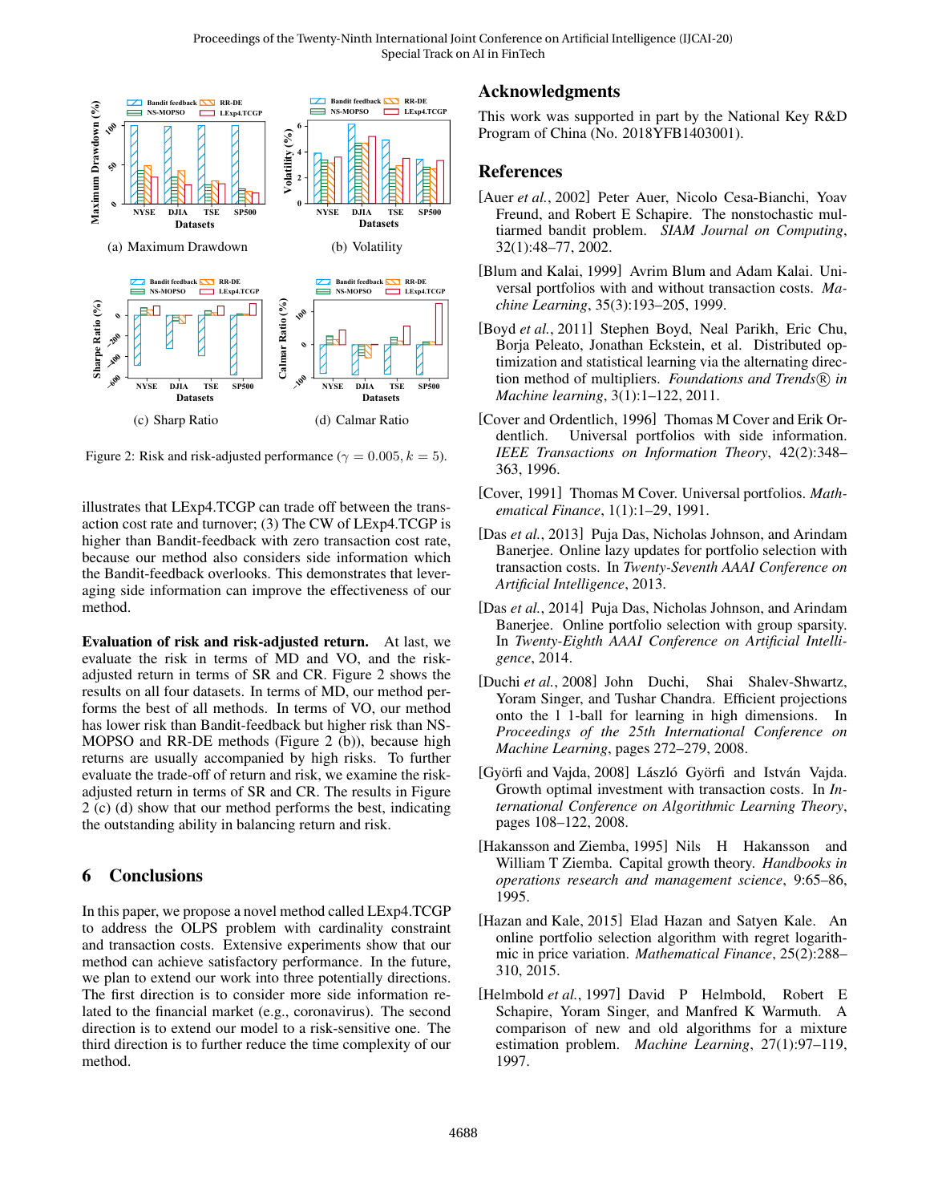(a) Maximum Drawdown

(b) Volatility

(c) Sharp Ratio

(d) Calmar Ratio

Figure 2: Risk and risk-adjusted performance ($\gamma = 0.005, k = 5$).

illustrates that LExp4.TCGP can trade off between the transaction cost rate and turnover; (3) The CW of LExp4.TCGP is higher than Bandit-feedback with zero transaction cost rate, because our method also considers side information which the Bandit-feedback overlooks. This demonstrates that leveraging side information can improve the effectiveness of our method.

**Evaluation of risk and risk-adjusted return.** At last, we evaluate the risk in terms of MD and VO, and the risk-adjusted return in terms of SR and CR. Figure 2 shows the results on all four datasets. In terms of MD, our method performs the best of all methods. In terms of VO, our method has lower risk than Bandit-feedback but higher risk than NS-MOPSO and RR-DE methods (Figure 2 (b)), because high returns are usually accompanied by high risks. To further evaluate the trade-off of return and risk, we examine the risk-adjusted return in terms of SR and CR. The results in Figure 2 (c) (d) show that our method performs the best, indicating the outstanding ability in balancing return and risk.

## 6 Conclusions

In this paper, we propose a novel method called LExp4.TCGP to address the OLPS problem with cardinality constraint and transaction costs. Extensive experiments show that our method can achieve satisfactory performance. In the future, we plan to extend our work into three potentially directions. The first direction is to consider more side information related to the financial market (e.g., coronavirus). The second direction is to extend our model to a risk-sensitive one. The third direction is to further reduce the time complexity of our method.

## Acknowledgments

This work was supported in part by the National Key R&D Program of China (No. 2018YFB1403001).

## References

[Auer *et al.*, 2002] Peter Auer, Nicolo Cesa-Bianchi, Yoav Freund, and Robert E Schapire. The nonstochastic multiarmed bandit problem. *SIAM Journal on Computing*, 32(1):48–77, 2002.

[Blum and Kalai, 1999] Avrim Blum and Adam Kalai. Universal portfolios with and without transaction costs. *Machine Learning*, 35(3):193–205, 1999.

[Boyd *et al.*, 2011] Stephen Boyd, Neal Parikh, Eric Chu, Borja Peleato, Jonathan Eckstein, et al. Distributed optimization and statistical learning via the alternating direction method of multipliers. *Foundations and Trends® in Machine learning*, 3(1):1–122, 2011.

[Cover and Ordentlich, 1996] Thomas M Cover and Erik Ordentlich. Universal portfolios with side information. *IEEE Transactions on Information Theory*, 42(2):348–363, 1996.

[Cover, 1991] Thomas M Cover. Universal portfolios. *Mathematical Finance*, 1(1):1–29, 1991.

[Das *et al.*, 2013] Puja Das, Nicholas Johnson, and Arindam Banerjee. Online lazy updates for portfolio selection with transaction costs. In *Twenty-Seventh AAAI Conference on Artificial Intelligence*, 2013.

[Das *et al.*, 2014] Puja Das, Nicholas Johnson, and Arindam Banerjee. Online portfolio selection with group sparsity. In *Twenty-Eighth AAAI Conference on Artificial Intelligence*, 2014.

[Duchi *et al.*, 2008] John Duchi, Shai Shalev-Shwartz, Yoram Singer, and Tushar Chandra. Efficient projections onto the l 1-ball for learning in high dimensions. In *Proceedings of the 25th International Conference on Machine Learning*, pages 272–279, 2008.

[Györfi and Vajda, 2008] László Györfi and István Vajda. Growth optimal investment with transaction costs. In *International Conference on Algorithmic Learning Theory*, pages 108–122, 2008.

[Hakansson and Ziemba, 1995] Nils H Hakansson and William T Ziemba. Capital growth theory. *Handbooks in operations research and management science*, 9:65–86, 1995.

[Hazan and Kale, 2015] Elad Hazan and Satyen Kale. An online portfolio selection algorithm with regret logarithmic in price variation. *Mathematical Finance*, 25(2):288–310, 2015.

[Helmbold *et al.*, 1997] David P Helmbold, Robert E Schapire, Yoram Singer, and Manfred K Warmuth. A comparison of new and old algorithms for a mixture estimation problem. *Machine Learning*, 27(1):97–119, 1997.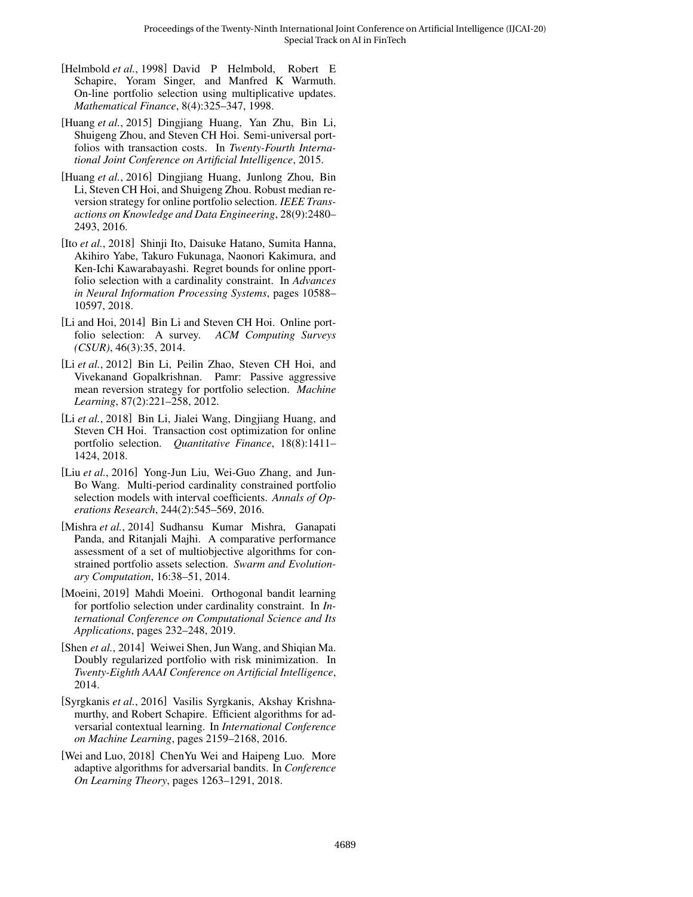[Helmbold *et al.*, 1998] David P Helmbold, Robert E Schapire, Yoram Singer, and Manfred K Warmuth. On-line portfolio selection using multiplicative updates. *Mathematical Finance*, 8(4):325–347, 1998.

[Huang *et al.*, 2015] Dingjiang Huang, Yan Zhu, Bin Li, Shuigeng Zhou, and Steven CH Hoi. Semi-universal portfolios with transaction costs. In *Twenty-Fourth International Joint Conference on Artificial Intelligence*, 2015.

[Huang *et al.*, 2016] Dingjiang Huang, Junlong Zhou, Bin Li, Steven CH Hoi, and Shuigeng Zhou. Robust median reversion strategy for online portfolio selection. *IEEE Transactions on Knowledge and Data Engineering*, 28(9):2480–2493, 2016.

[Ito *et al.*, 2018] Shinji Ito, Daisuke Hatano, Sumita Hanna, Akihiro Yabe, Takuro Fukunaga, Naonori Kakimura, and Ken-Ichi Kawarabayashi. Regret bounds for online pportfolio selection with a cardinality constraint. In *Advances in Neural Information Processing Systems*, pages 10588–10597, 2018.

[Li and Hoi, 2014] Bin Li and Steven CH Hoi. Online portfolio selection: A survey. *ACM Computing Surveys (CSUR)*, 46(3):35, 2014.

[Li *et al.*, 2012] Bin Li, Peilin Zhao, Steven CH Hoi, and Vivekanand Gopalkrishnan. Pamr: Passive aggressive mean reversion strategy for portfolio selection. *Machine Learning*, 87(2):221–258, 2012.

[Li *et al.*, 2018] Bin Li, Jialei Wang, Dingjiang Huang, and Steven CH Hoi. Transaction cost optimization for online portfolio selection. *Quantitative Finance*, 18(8):1411–1424, 2018.

[Liu *et al.*, 2016] Yong-Jun Liu, Wei-Guo Zhang, and Jun-Bo Wang. Multi-period cardinality constrained portfolio selection models with interval coefficients. *Annals of Operations Research*, 244(2):545–569, 2016.

[Mishra *et al.*, 2014] Sudhansu Kumar Mishra, Ganapati Panda, and Ritanjali Majhi. A comparative performance assessment of a set of multiobjective algorithms for constrained portfolio assets selection. *Swarm and Evolutionary Computation*, 16:38–51, 2014.

[Moeini, 2019] Mahdi Moeini. Orthogonal bandit learning for portfolio selection under cardinality constraint. In *International Conference on Computational Science and Its Applications*, pages 232–248, 2019.

[Shen *et al.*, 2014] Weiwei Shen, Jun Wang, and Shiqian Ma. Doubly regularized portfolio with risk minimization. In *Twenty-Eighth AAAI Conference on Artificial Intelligence*, 2014.

[Syrgkanis *et al.*, 2016] Vasilis Syrgkanis, Akshay Krishnamurthy, and Robert Schapire. Efficient algorithms for adversarial contextual learning. In *International Conference on Machine Learning*, pages 2159–2168, 2016.

[Wei and Luo, 2018] ChenYu Wei and Haipeng Luo. More adaptive algorithms for adversarial bandits. In *Conference On Learning Theory*, pages 1263–1291, 2018.